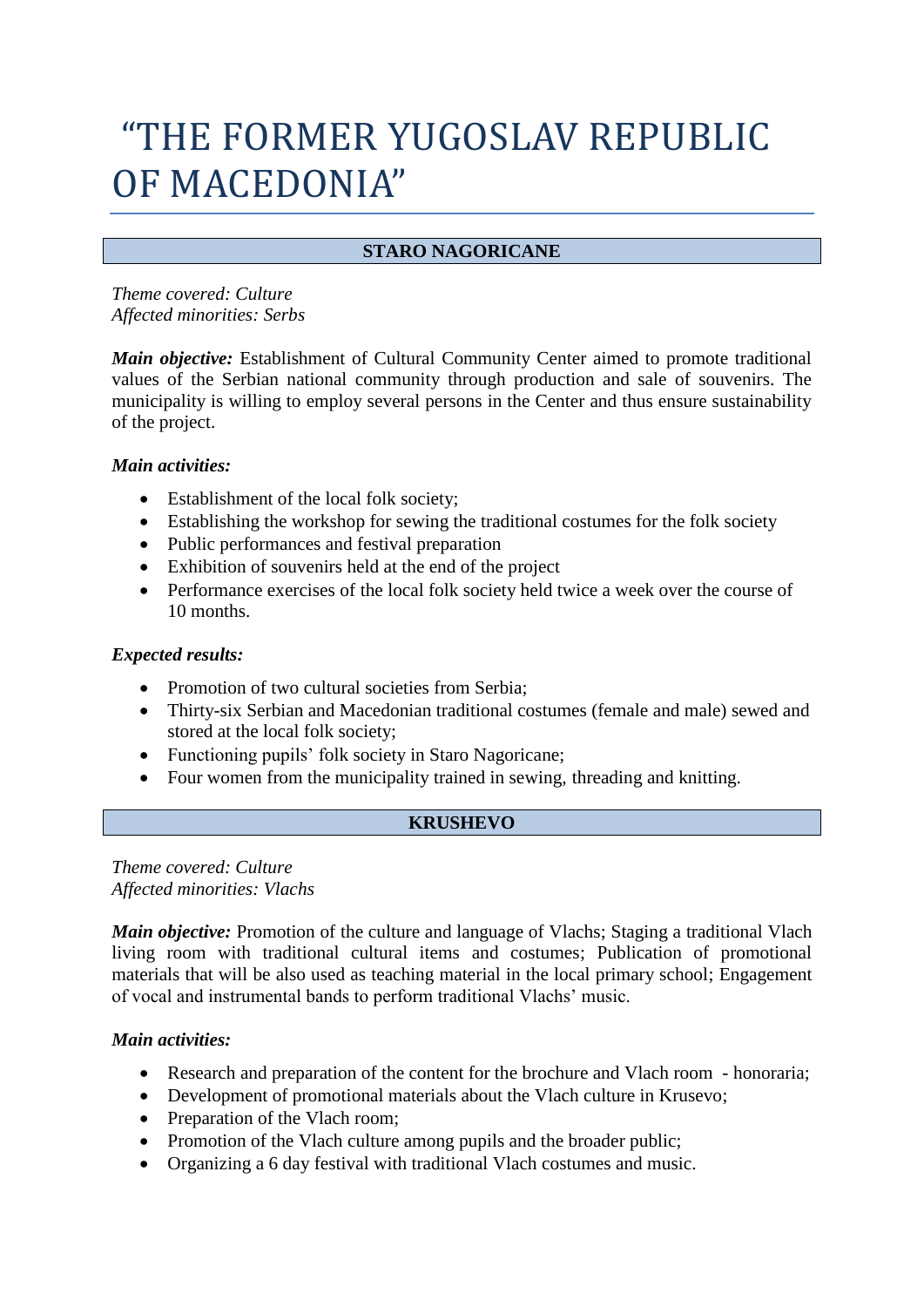# "THE FORMER YUGOSLAV REPUBLIC OF MACEDONIA"

## STARO NAGORICANE

*Theme covered: Culture*
*Affected minorities: Serbs*

***Main objective:*** Establishment of Cultural Community Center aimed to promote traditional values of the Serbian national community through production and sale of souvenirs. The municipality is willing to employ several persons in the Center and thus ensure sustainability of the project.

***Main activities:***

- Establishment of the local folk society;
- Establishing the workshop for sewing the traditional costumes for the folk society
- Public performances and festival preparation
- Exhibition of souvenirs held at the end of the project
- Performance exercises of the local folk society held twice a week over the course of 10 months.

***Expected results:***

- Promotion of two cultural societies from Serbia;
- Thirty-six Serbian and Macedonian traditional costumes (female and male) sewed and stored at the local folk society;
- Functioning pupils' folk society in Staro Nagoricane;
- Four women from the municipality trained in sewing, threading and knitting.

## KRUSHEVO

*Theme covered: Culture*
*Affected minorities: Vlachs*

***Main objective:*** Promotion of the culture and language of Vlachs; Staging a traditional Vlach living room with traditional cultural items and costumes; Publication of promotional materials that will be also used as teaching material in the local primary school; Engagement of vocal and instrumental bands to perform traditional Vlachs' music.

***Main activities:***

- Research and preparation of the content for the brochure and Vlach room - honoraria;
- Development of promotional materials about the Vlach culture in Krusevo;
- Preparation of the Vlach room;
- Promotion of the Vlach culture among pupils and the broader public;
- Organizing a 6 day festival with traditional Vlach costumes and music.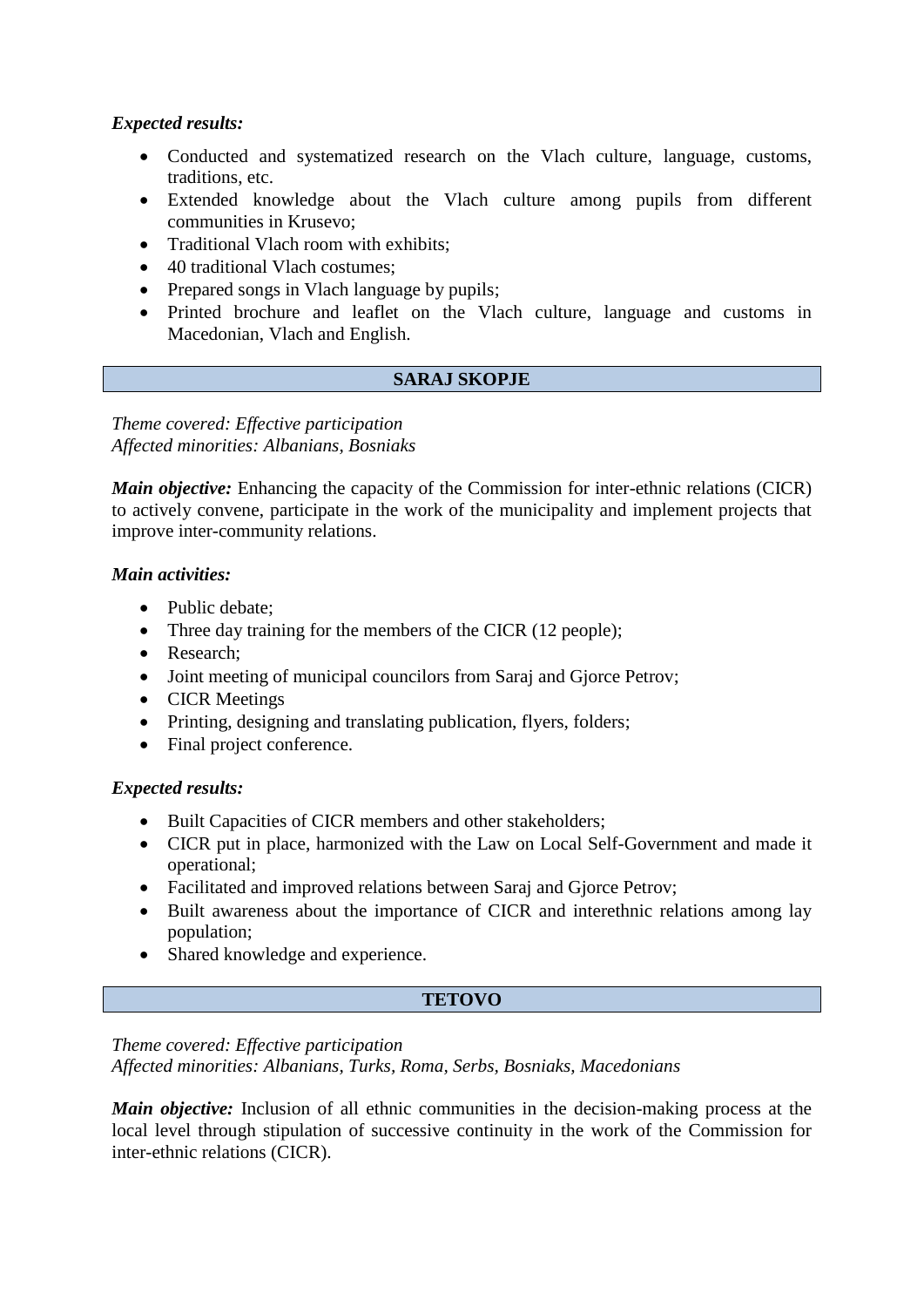***Expected results:***

- Conducted and systematized research on the Vlach culture, language, customs, traditions, etc.
- Extended knowledge about the Vlach culture among pupils from different communities in Krusevo;
- Traditional Vlach room with exhibits;
- 40 traditional Vlach costumes;
- Prepared songs in Vlach language by pupils;
- Printed brochure and leaflet on the Vlach culture, language and customs in Macedonian, Vlach and English.

## SARAJ SKOPJE

*Theme covered: Effective participation*
*Affected minorities: Albanians, Bosniaks*

***Main objective:*** Enhancing the capacity of the Commission for inter-ethnic relations (CICR) to actively convene, participate in the work of the municipality and implement projects that improve inter-community relations.

***Main activities:***

- Public debate;
- Three day training for the members of the CICR (12 people);
- Research;
- Joint meeting of municipal councilors from Saraj and Gjorce Petrov;
- CICR Meetings
- Printing, designing and translating publication, flyers, folders;
- Final project conference.

***Expected results:***

- Built Capacities of CICR members and other stakeholders;
- CICR put in place, harmonized with the Law on Local Self-Government and made it operational;
- Facilitated and improved relations between Saraj and Gjorce Petrov;
- Built awareness about the importance of CICR and interethnic relations among lay population;
- Shared knowledge and experience.

## TETOVO

*Theme covered: Effective participation*
*Affected minorities: Albanians, Turks, Roma, Serbs, Bosniaks, Macedonians*

***Main objective:*** Inclusion of all ethnic communities in the decision-making process at the local level through stipulation of successive continuity in the work of the Commission for inter-ethnic relations (CICR).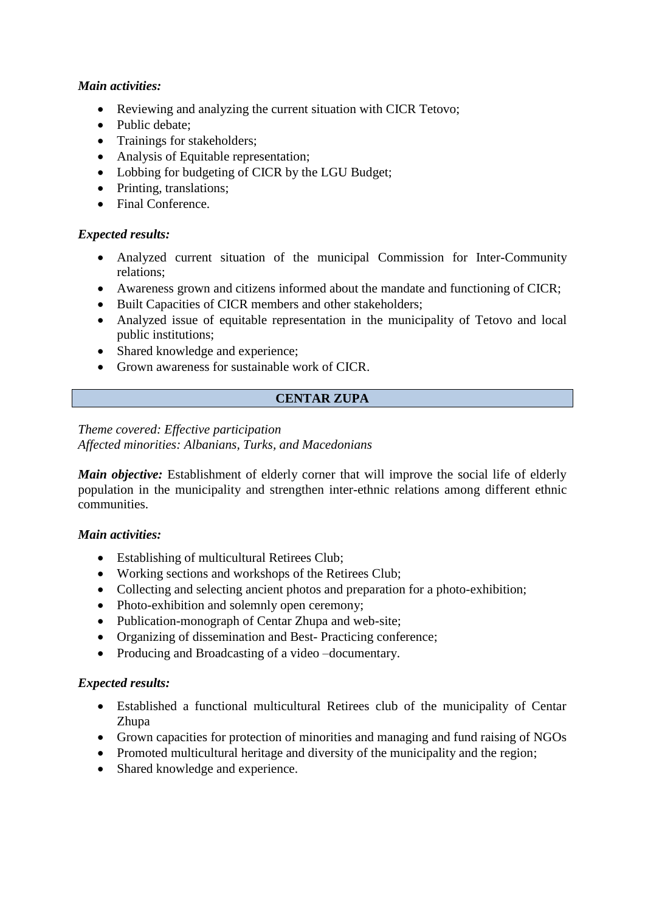***Main activities:***

- Reviewing and analyzing the current situation with CICR Tetovo;
- Public debate;
- Trainings for stakeholders;
- Analysis of Equitable representation;
- Lobbing for budgeting of CICR by the LGU Budget;
- Printing, translations;
- Final Conference.

***Expected results:***

- Analyzed current situation of the municipal Commission for Inter-Community relations;
- Awareness grown and citizens informed about the mandate and functioning of CICR;
- Built Capacities of CICR members and other stakeholders;
- Analyzed issue of equitable representation in the municipality of Tetovo and local public institutions;
- Shared knowledge and experience;
- Grown awareness for sustainable work of CICR.

## CENTAR ZUPA

*Theme covered: Effective participation*
*Affected minorities: Albanians, Turks, and Macedonians*

***Main objective:*** Establishment of elderly corner that will improve the social life of elderly population in the municipality and strengthen inter-ethnic relations among different ethnic communities.

***Main activities:***

- Establishing of multicultural Retirees Club;
- Working sections and workshops of the Retirees Club;
- Collecting and selecting ancient photos and preparation for a photo-exhibition;
- Photo-exhibition and solemnly open ceremony;
- Publication-monograph of Centar Zhupa and web-site;
- Organizing of dissemination and Best- Practicing conference;
- Producing and Broadcasting of a video –documentary.

***Expected results:***

- Established a functional multicultural Retirees club of the municipality of Centar Zhupa
- Grown capacities for protection of minorities and managing and fund raising of NGOs
- Promoted multicultural heritage and diversity of the municipality and the region;
- Shared knowledge and experience.